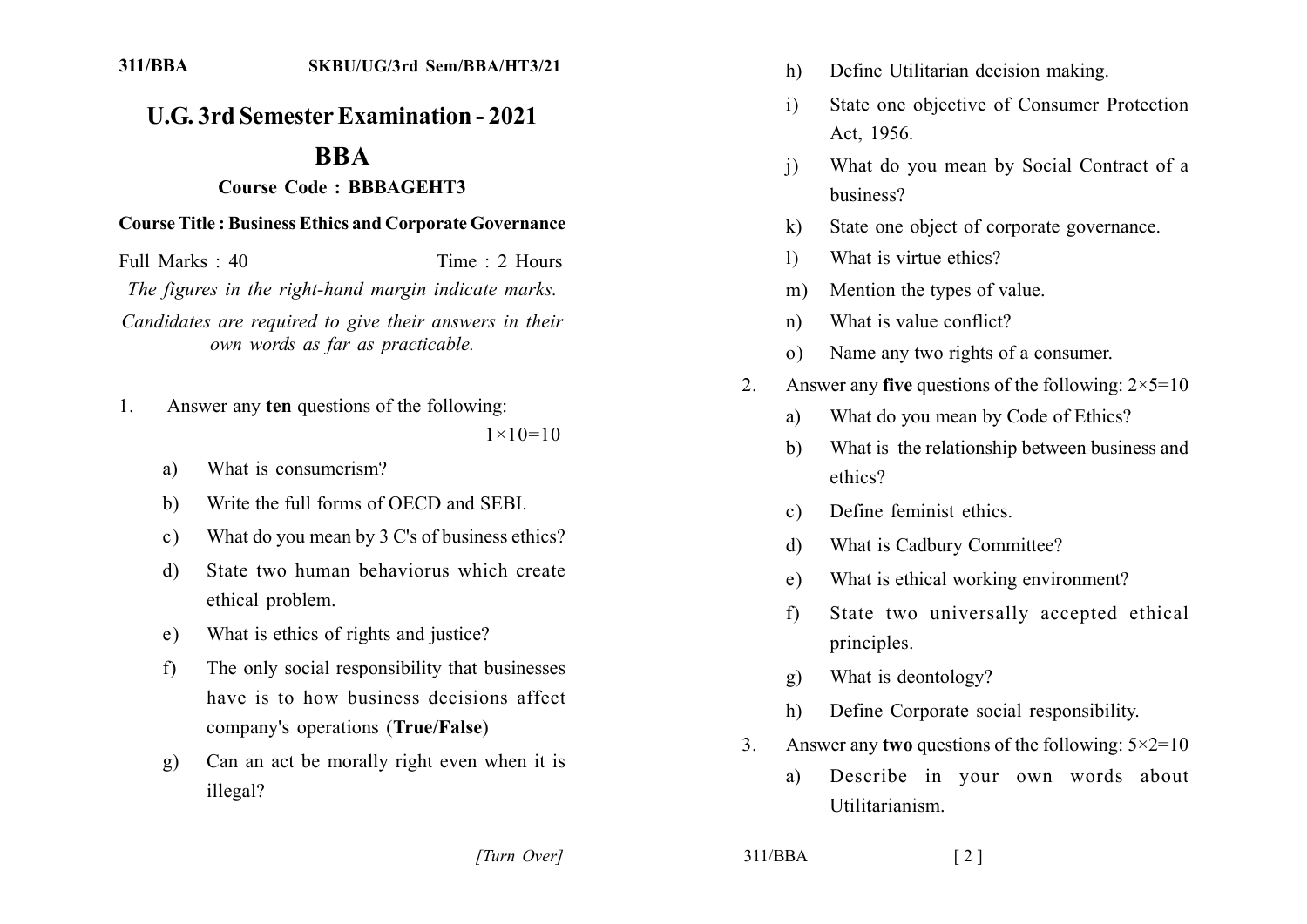311/BBA SKBU/UG/3rd Sem/BBA/HT3/21

# U.G. 3rd Semester Examination - 2021

# BBA

## Course Code : BBBAGEHT3

**Course Title : Business Ethics and Corporate Governance**

Full Marks : 40 Time : 2 Hours

*The figures in the right-hand margin indicate marks.*

*Candidates are required to give their answers in their own words as far as practicable.*

1. Answer any **ten** questions of the following: $1 \times 10 = 10$

   a) What is consumerism?

   b) Write the full forms of OECD and SEBI.

   c) What do you mean by 3 C's of business ethics?

   d) State two human behaviorus which create ethical problem.

   e) What is ethics of rights and justice?

   f) The only social responsibility that businesses have is to how business decisions affect company's operations (**True/False**)

   g) Can an act be morally right even when it is illegal?

   h) Define Utilitarian decision making.

   i) State one objective of Consumer Protection Act, 1956.

   j) What do you mean by Social Contract of a business?

   k) State one object of corporate governance.

   l) What is virtue ethics?

   m) Mention the types of value.

   n) What is value conflict?

   o) Name any two rights of a consumer.

2. Answer any **five** questions of the following: $2 \times 5 = 10$

   a) What do you mean by Code of Ethics?

   b) What is the relationship between business and ethics?

   c) Define feminist ethics.

   d) What is Cadbury Committee?

   e) What is ethical working environment?

   f) State two universally accepted ethical principles.

   g) What is deontology?

   h) Define Corporate social responsibility.

3. Answer any **two** questions of the following: $5 \times 2 = 10$

   a) Describe in your own words about Utilitarianism.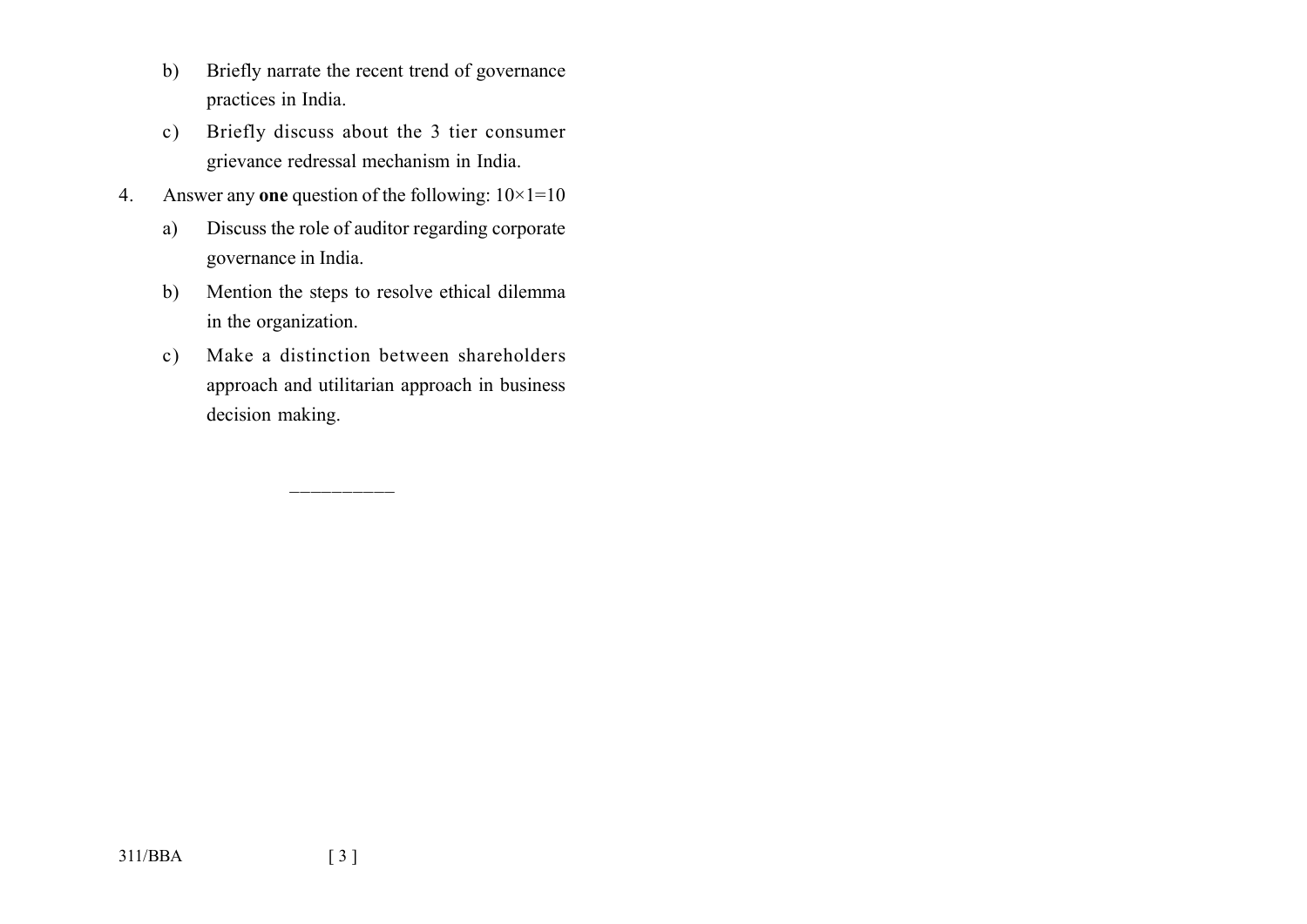b) Briefly narrate the recent trend of governance practices in India.

c) Briefly discuss about the 3 tier consumer grievance redressal mechanism in India.

4. Answer any **one** question of the following: 10×1=10

a) Discuss the role of auditor regarding corporate governance in India.

b) Mention the steps to resolve ethical dilemma in the organization.

c) Make a distinction between shareholders approach and utilitarian approach in business decision making.

———————